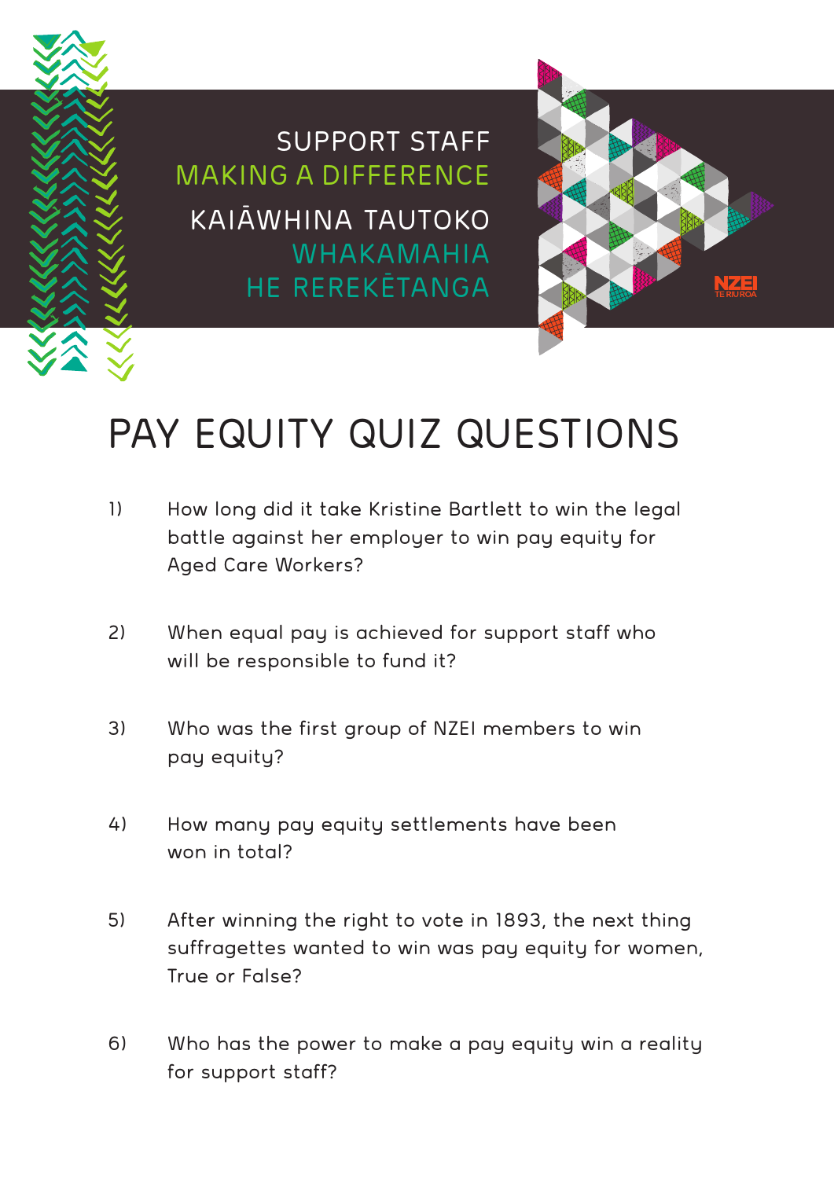SUPPORT STAFF
MAKING A DIFFERENCE

KAIĀWHINA TAUTOKO
WHAKAMAHIA
HE REREKĒTANGA

NZEI TE RIU ROA

# PAY EQUITY QUIZ QUESTIONS

1) How long did it take Kristine Bartlett to win the legal battle against her employer to win pay equity for Aged Care Workers?

2) When equal pay is achieved for support staff who will be responsible to fund it?

3) Who was the first group of NZEI members to win pay equity?

4) How many pay equity settlements have been won in total?

5) After winning the right to vote in 1893, the next thing suffragettes wanted to win was pay equity for women, True or False?

6) Who has the power to make a pay equity win a reality for support staff?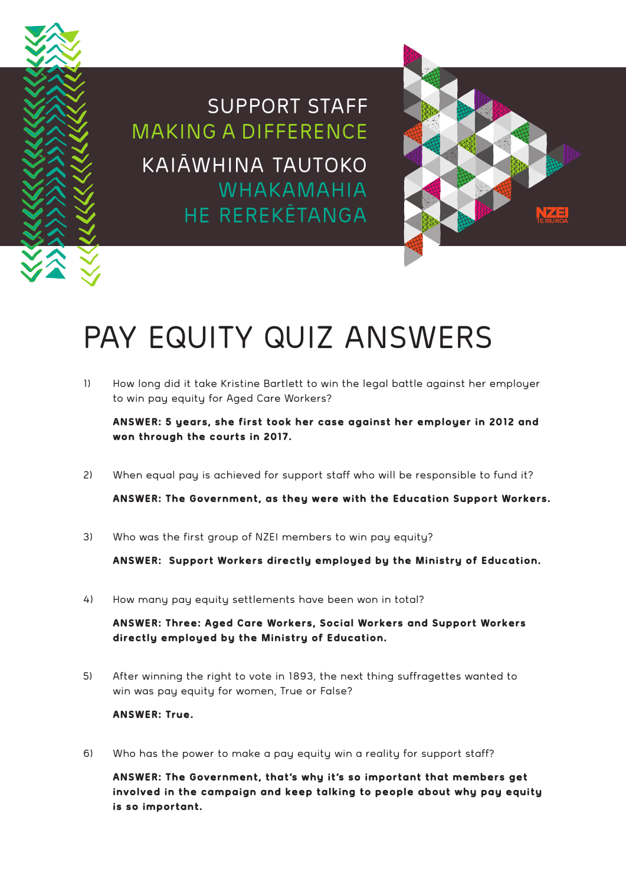SUPPORT STAFF
MAKING A DIFFERENCE

KAIĀWHINA TAUTOKO
WHAKAMAHIA
HE REREKĒTANGA

NZEI
TE RIU ROA

# PAY EQUITY QUIZ ANSWERS

1) How long did it take Kristine Bartlett to win the legal battle against her employer to win pay equity for Aged Care Workers?

   **ANSWER: 5 years, she first took her case against her employer in 2012 and won through the courts in 2017.**

2) When equal pay is achieved for support staff who will be responsible to fund it?

   **ANSWER: The Government, as they were with the Education Support Workers.**

3) Who was the first group of NZEI members to win pay equity?

   **ANSWER: Support Workers directly employed by the Ministry of Education.**

4) How many pay equity settlements have been won in total?

   **ANSWER: Three: Aged Care Workers, Social Workers and Support Workers directly employed by the Ministry of Education.**

5) After winning the right to vote in 1893, the next thing suffragettes wanted to win was pay equity for women, True or False?

   **ANSWER: True.**

6) Who has the power to make a pay equity win a reality for support staff?

   **ANSWER: The Government, that's why it's so important that members get involved in the campaign and keep talking to people about why pay equity is so important.**